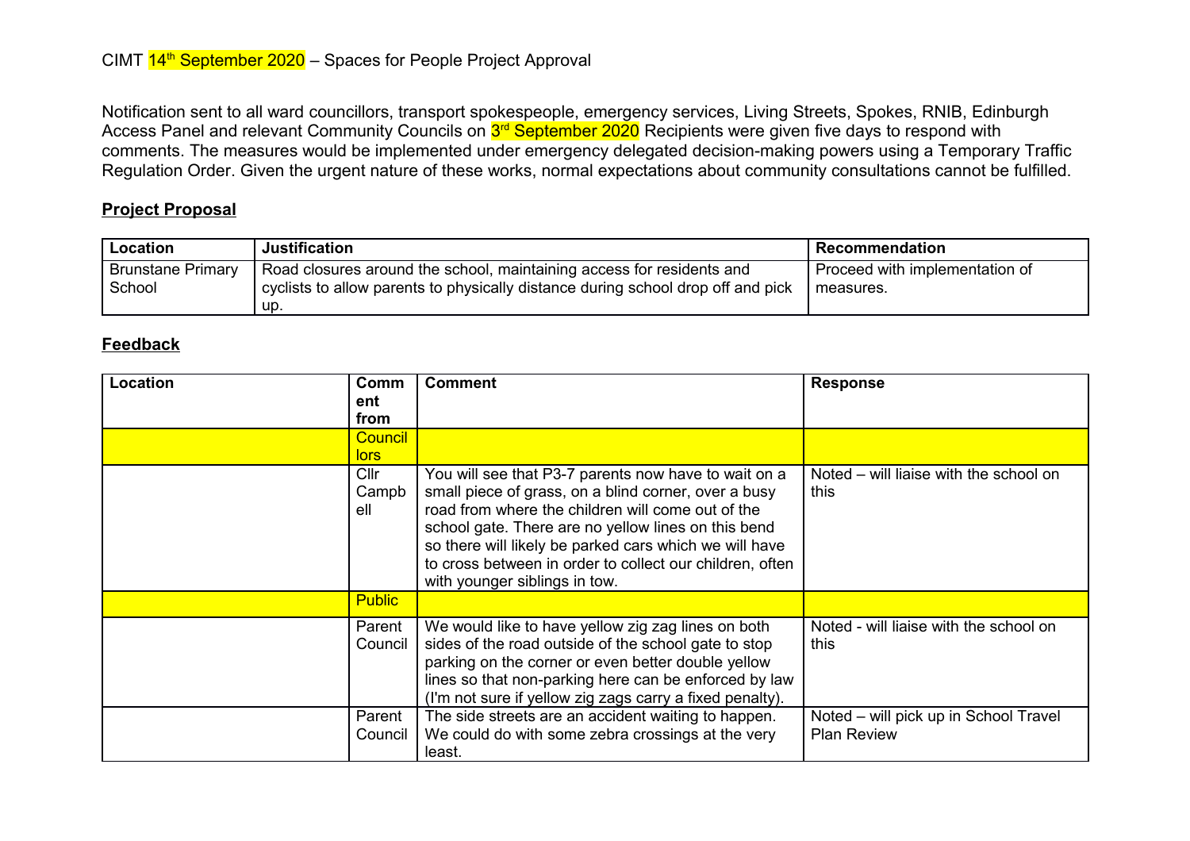CIMT 14th September 2020 – Spaces for People Project Approval

Notification sent to all ward councillors, transport spokespeople, emergency services, Living Streets, Spokes, RNIB, Edinburgh Access Panel and relevant Community Councils on 3rd September 2020 Recipients were given five days to respond with comments. The measures would be implemented under emergency delegated decision-making powers using a Temporary Traffic Regulation Order. Given the urgent nature of these works, normal expectations about community consultations cannot be fulfilled.

## Project Proposal

| Location | Justification | Recommendation |
|---|---|---|
| Brunstane Primary School | Road closures around the school, maintaining access for residents and cyclists to allow parents to physically distance during school drop off and pick up. | Proceed with implementation of measures. |

## Feedback

| Location | Comment from | Comment | Response |
|---|---|---|---|
| | Councillors | | |
| | Cllr Campbell | You will see that P3-7 parents now have to wait on a small piece of grass, on a blind corner, over a busy road from where the children will come out of the school gate. There are no yellow lines on this bend so there will likely be parked cars which we will have to cross between in order to collect our children, often with younger siblings in tow. | Noted – will liaise with the school on this |
| | Public | | |
| | Parent Council | We would like to have yellow zig zag lines on both sides of the road outside of the school gate to stop parking on the corner or even better double yellow lines so that non-parking here can be enforced by law (I'm not sure if yellow zig zags carry a fixed penalty). | Noted - will liaise with the school on this |
| | Parent Council | The side streets are an accident waiting to happen. We could do with some zebra crossings at the very least. | Noted – will pick up in School Travel Plan Review |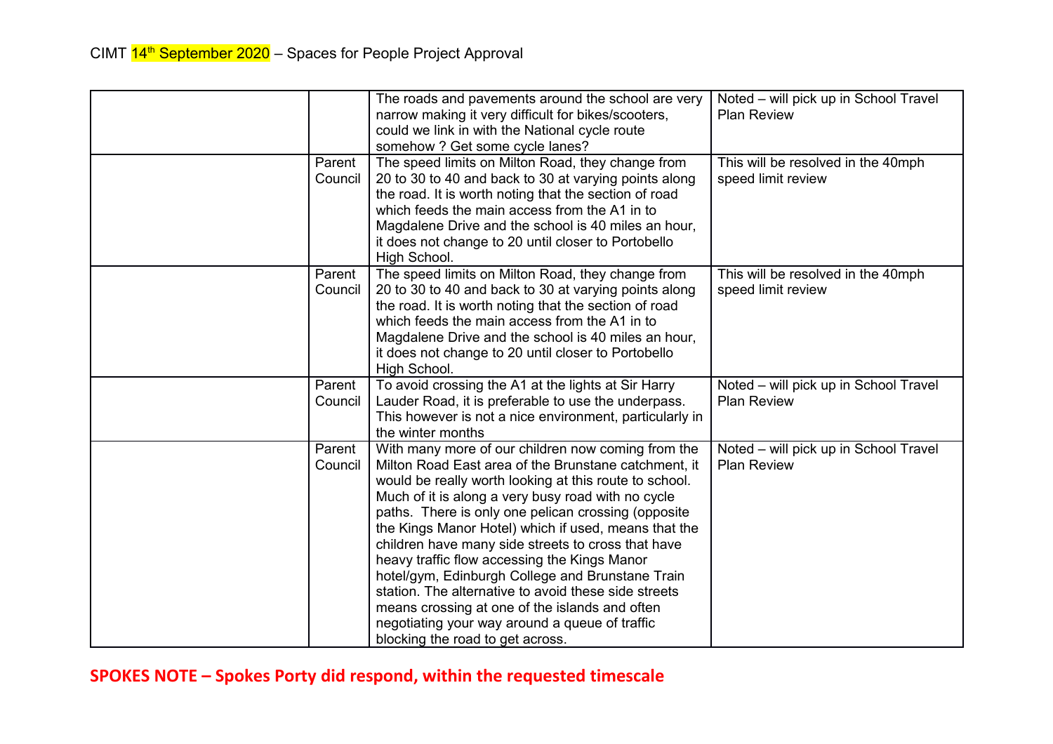CIMT 14th September 2020 – Spaces for People Project Approval

| | | | |
|---|---|---|---|
| | | The roads and pavements around the school are very narrow making it very difficult for bikes/scooters, could we link in with the National cycle route somehow ? Get some cycle lanes? | Noted – will pick up in School Travel Plan Review |
| | Parent Council | The speed limits on Milton Road, they change from 20 to 30 to 40 and back to 30 at varying points along the road. It is worth noting that the section of road which feeds the main access from the A1 in to Magdalene Drive and the school is 40 miles an hour, it does not change to 20 until closer to Portobello High School. | This will be resolved in the 40mph speed limit review |
| | Parent Council | The speed limits on Milton Road, they change from 20 to 30 to 40 and back to 30 at varying points along the road. It is worth noting that the section of road which feeds the main access from the A1 in to Magdalene Drive and the school is 40 miles an hour, it does not change to 20 until closer to Portobello High School. | This will be resolved in the 40mph speed limit review |
| | Parent Council | To avoid crossing the A1 at the lights at Sir Harry Lauder Road, it is preferable to use the underpass. This however is not a nice environment, particularly in the winter months | Noted – will pick up in School Travel Plan Review |
| | Parent Council | With many more of our children now coming from the Milton Road East area of the Brunstane catchment, it would be really worth looking at this route to school. Much of it is along a very busy road with no cycle paths. There is only one pelican crossing (opposite the Kings Manor Hotel) which if used, means that the children have many side streets to cross that have heavy traffic flow accessing the Kings Manor hotel/gym, Edinburgh College and Brunstane Train station. The alternative to avoid these side streets means crossing at one of the islands and often negotiating your way around a queue of traffic blocking the road to get across. | Noted – will pick up in School Travel Plan Review |

**SPOKES NOTE – Spokes Porty did respond, within the requested timescale**